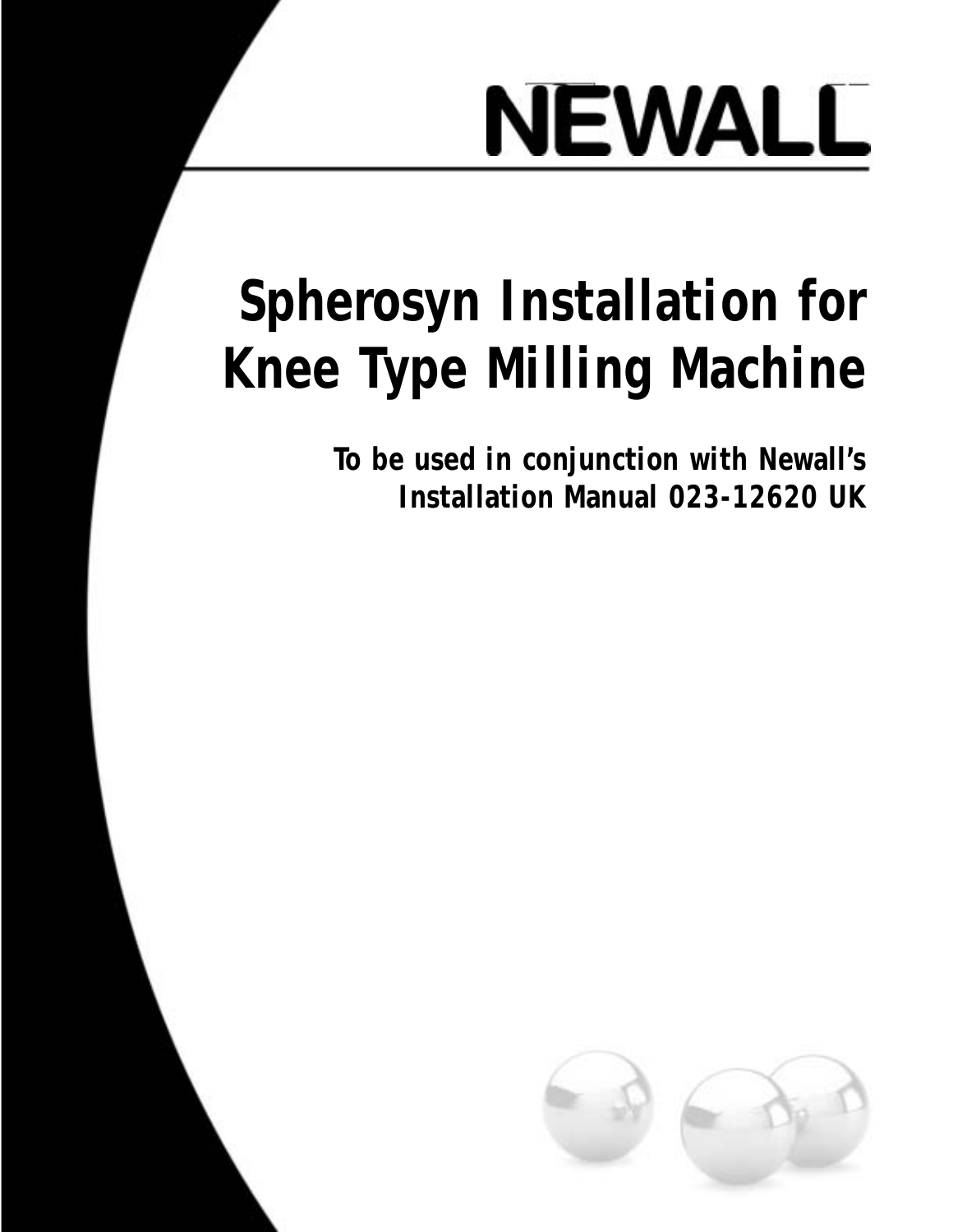NEWALL

# Spherosyn Installation for Knee Type Milling Machine

**To be used in conjunction with Newall's Installation Manual 023-12620 UK**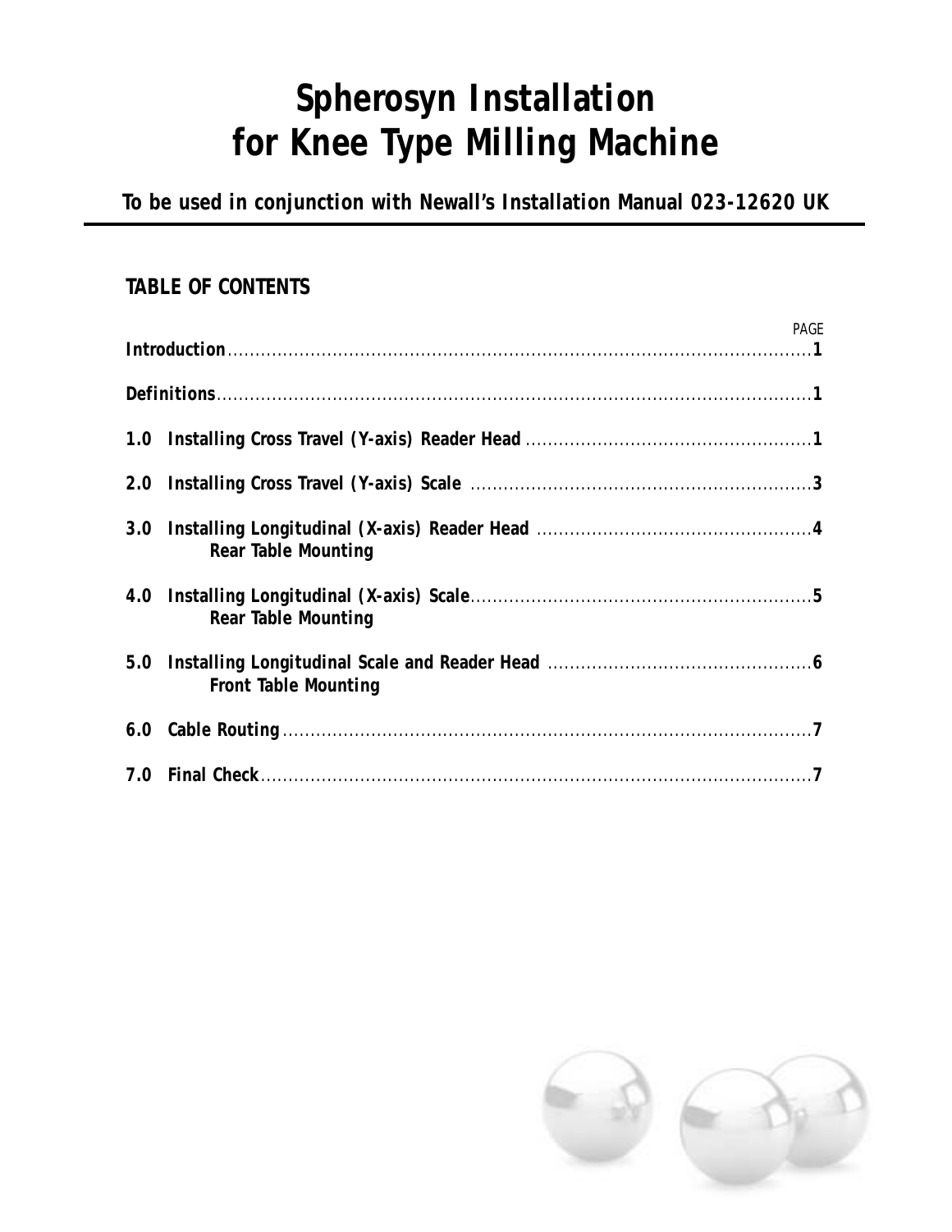# Spherosyn Installation for Knee Type Milling Machine

**To be used in conjunction with Newall's Installation Manual 023-12620 UK**

## TABLE OF CONTENTS

| | PAGE |
|---|---|
| **Introduction** | **1** |
| **Definitions** | **1** |
| **1.0 Installing Cross Travel (Y-axis) Reader Head** | **1** |
| **2.0 Installing Cross Travel (Y-axis) Scale** | **3** |
| **3.0 Installing Longitudinal (X-axis) Reader Head** <br> **Rear Table Mounting** | **4** |
| **4.0 Installing Longitudinal (X-axis) Scale** <br> **Rear Table Mounting** | **5** |
| **5.0 Installing Longitudinal Scale and Reader Head** <br> **Front Table Mounting** | **6** |
| **6.0 Cable Routing** | **7** |
| **7.0 Final Check** | **7** |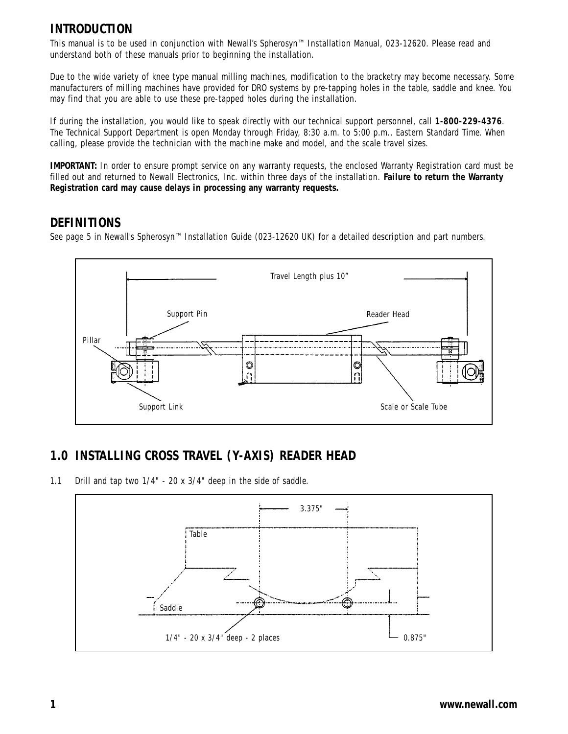## INTRODUCTION

This manual is to be used in conjunction with Newall's Spherosyn™ Installation Manual, 023-12620. Please read and understand both of these manuals prior to beginning the installation.

Due to the wide variety of knee type manual milling machines, modification to the bracketry may become necessary. Some manufacturers of milling machines have provided for DRO systems by pre-tapping holes in the table, saddle and knee. You may find that you are able to use these pre-tapped holes during the installation.

If during the installation, you would like to speak directly with our technical support personnel, call **1-800-229-4376**. The Technical Support Department is open Monday through Friday, 8:30 a.m. to 5:00 p.m., Eastern Standard Time. When calling, please provide the technician with the machine make and model, and the scale travel sizes.

**IMPORTANT:** In order to ensure prompt service on any warranty requests, the enclosed Warranty Registration card must be filled out and returned to Newall Electronics, Inc. within three days of the installation. **Failure to return the Warranty Registration card may cause delays in processing any warranty requests.**

## DEFINITIONS

See page 5 in Newall's Spherosyn™ Installation Guide (023-12620 UK) for a detailed description and part numbers.

Travel Length plus 10"

Support Pin

Reader Head

Pillar

Support Link

Scale or Scale Tube

## 1.0 INSTALLING CROSS TRAVEL (Y-AXIS) READER HEAD

1.1 Drill and tap two 1/4" - 20 x 3/4" deep in the side of saddle.

3.375"

Table

Saddle

1/4" - 20 x 3/4" deep - 2 places

0.875"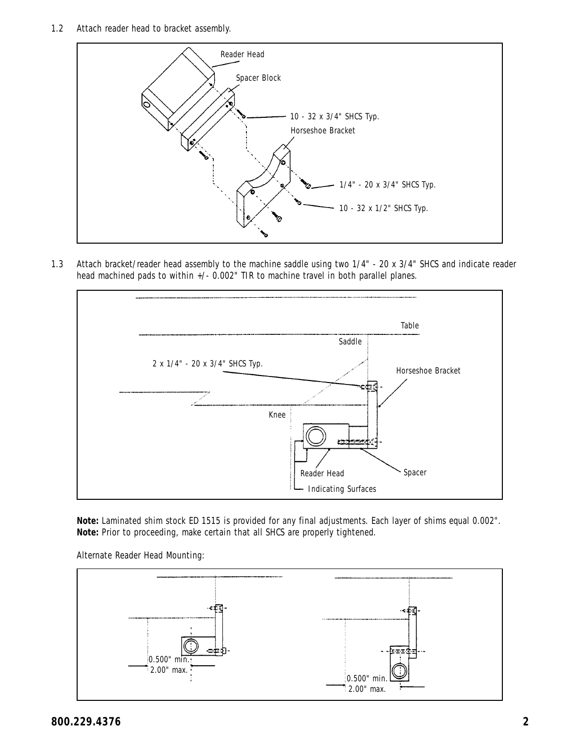1.2 Attach reader head to bracket assembly.

Reader Head

Spacer Block

10 - 32 x 3/4" SHCS Typ.

Horseshoe Bracket

1/4" - 20 x 3/4" SHCS Typ.

10 - 32 x 1/2" SHCS Typ.

1.3 Attach bracket/reader head assembly to the machine saddle using two 1/4" - 20 x 3/4" SHCS and indicate reader head machined pads to within +/- 0.002" TIR to machine travel in both parallel planes.

Table

Saddle

2 x 1/4" - 20 x 3/4" SHCS Typ.

Horseshoe Bracket

Knee

Reader Head

Spacer

Indicating Surfaces

**Note:** Laminated shim stock ED 1515 is provided for any final adjustments. Each layer of shims equal 0.002".
**Note:** Prior to proceeding, make certain that all SHCS are properly tightened.

Alternate Reader Head Mounting:

0.500" min.
2.00" max.

0.500" min.
2.00" max.

**800.229.4376**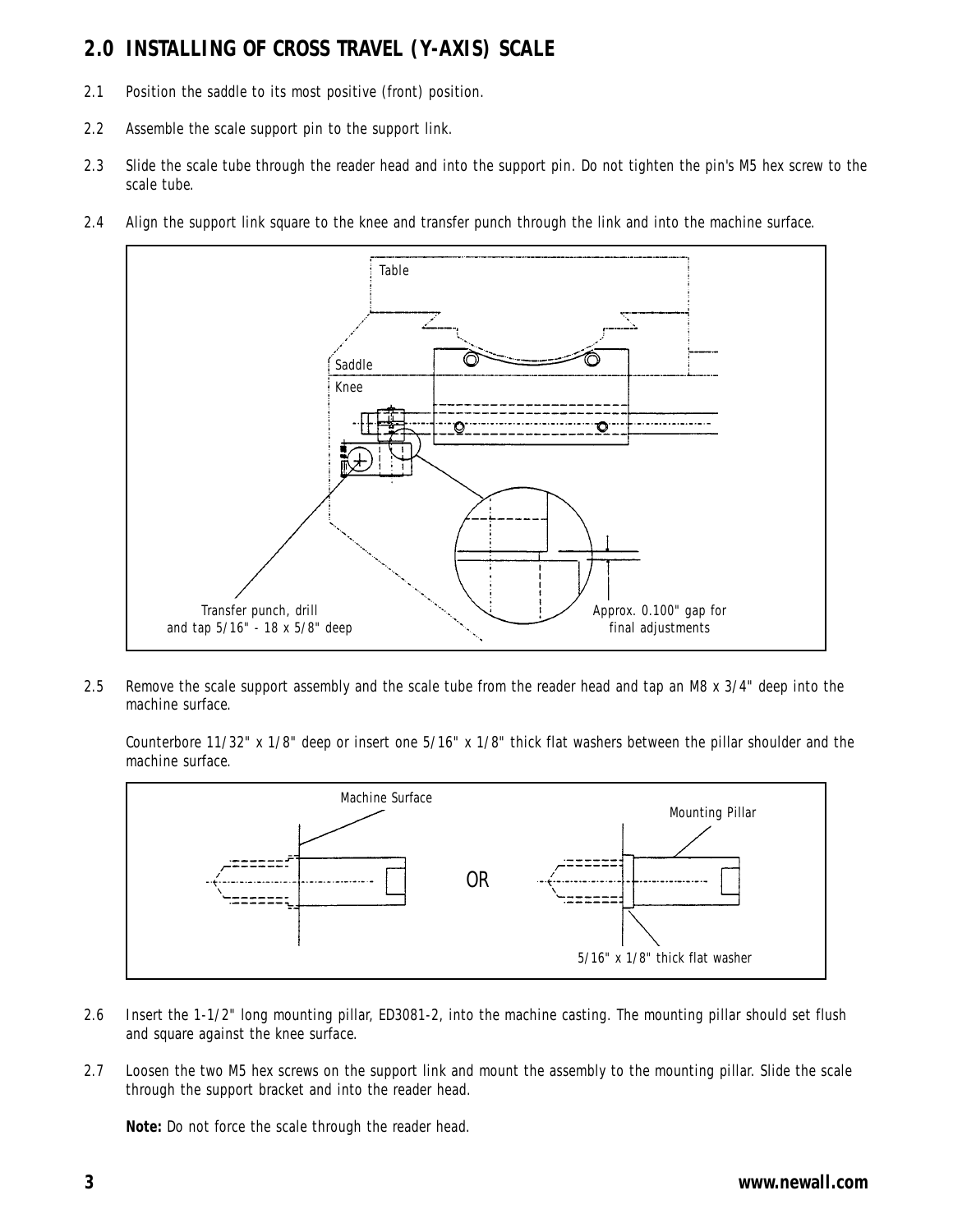## 2.0 INSTALLING OF CROSS TRAVEL (Y-AXIS) SCALE

2.1 Position the saddle to its most positive (front) position.

2.2 Assemble the scale support pin to the support link.

2.3 Slide the scale tube through the reader head and into the support pin. Do not tighten the pin's M5 hex screw to the scale tube.

2.4 Align the support link square to the knee and transfer punch through the link and into the machine surface.

Table

Saddle

Knee

Transfer punch, drill and tap 5/16" - 18 x 5/8" deep

Approx. 0.100" gap for final adjustments

2.5 Remove the scale support assembly and the scale tube from the reader head and tap an M8 x 3/4" deep into the machine surface.

Counterbore 11/32" x 1/8" deep or insert one 5/16" x 1/8" thick flat washers between the pillar shoulder and the machine surface.

Machine Surface

Mounting Pillar

OR

5/16" x 1/8" thick flat washer

2.6 Insert the 1-1/2" long mounting pillar, ED3081-2, into the machine casting. The mounting pillar should set flush and square against the knee surface.

2.7 Loosen the two M5 hex screws on the support link and mount the assembly to the mounting pillar. Slide the scale through the support bracket and into the reader head.

**Note:** Do not force the scale through the reader head.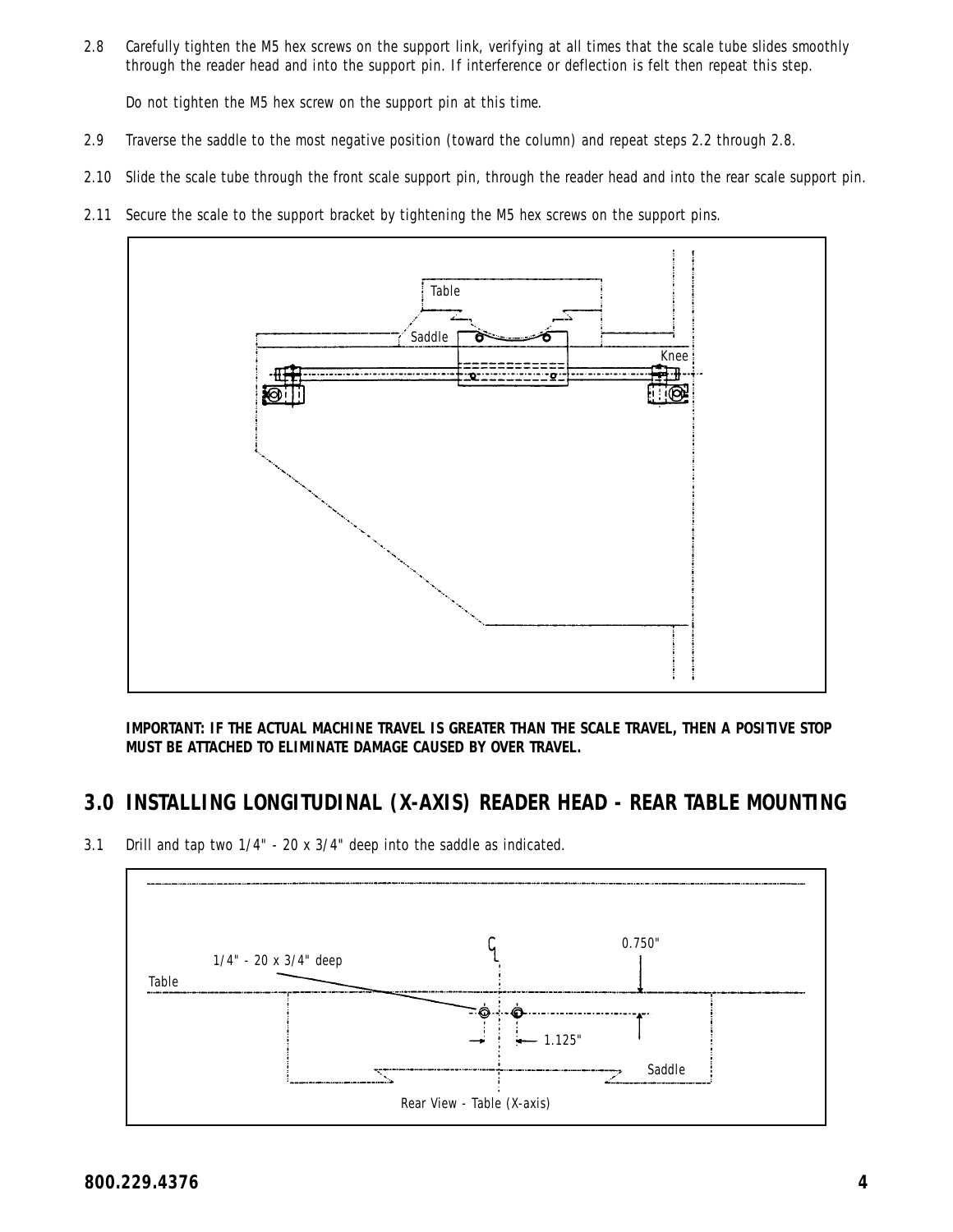2.8 Carefully tighten the M5 hex screws on the support link, verifying at all times that the scale tube slides smoothly through the reader head and into the support pin. If interference or deflection is felt then repeat this step.

Do not tighten the M5 hex screw on the support pin at this time.

2.9 Traverse the saddle to the most negative position (toward the column) and repeat steps 2.2 through 2.8.

2.10 Slide the scale tube through the front scale support pin, through the reader head and into the rear scale support pin.

2.11 Secure the scale to the support bracket by tightening the M5 hex screws on the support pins.

**IMPORTANT: IF THE ACTUAL MACHINE TRAVEL IS GREATER THAN THE SCALE TRAVEL, THEN A POSITIVE STOP MUST BE ATTACHED TO ELIMINATE DAMAGE CAUSED BY OVER TRAVEL.**

## 3.0 INSTALLING LONGITUDINAL (X-AXIS) READER HEAD - REAR TABLE MOUNTING

3.1 Drill and tap two 1/4" - 20 x 3/4" deep into the saddle as indicated.

Rear View - Table (X-axis)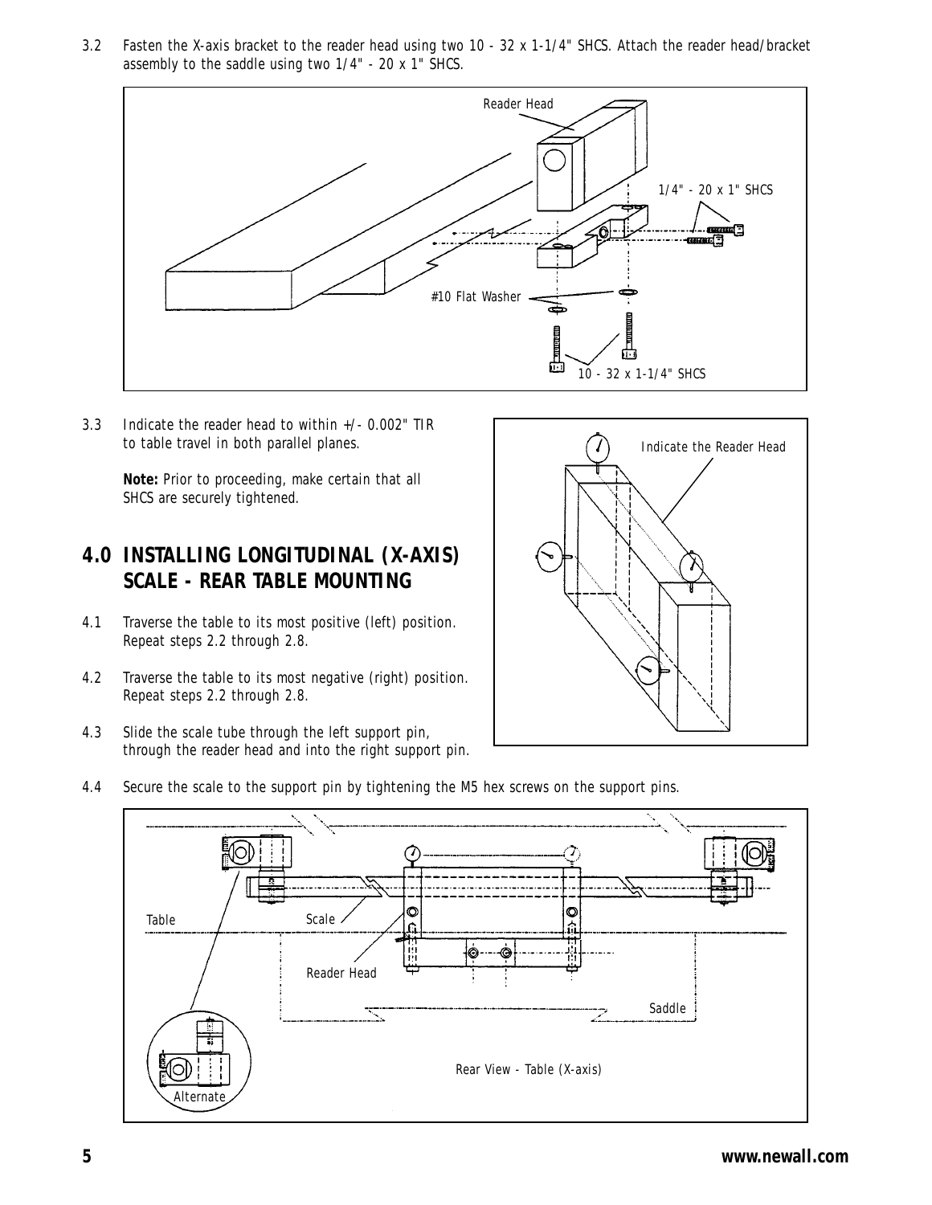3.2 Fasten the X-axis bracket to the reader head using two 10 - 32 x 1-1/4" SHCS. Attach the reader head/bracket assembly to the saddle using two 1/4" - 20 x 1" SHCS.

Reader Head

1/4" - 20 x 1" SHCS

#10 Flat Washer

10 - 32 x 1-1/4" SHCS

3.3 Indicate the reader head to within +/- 0.002" TIR to table travel in both parallel planes.

**Note:** Prior to proceeding, make certain that all SHCS are securely tightened.

Indicate the Reader Head

## 4.0 INSTALLING LONGITUDINAL (X-AXIS) SCALE - REAR TABLE MOUNTING

4.1 Traverse the table to its most positive (left) position. Repeat steps 2.2 through 2.8.

4.2 Traverse the table to its most negative (right) position. Repeat steps 2.2 through 2.8.

4.3 Slide the scale tube through the left support pin, through the reader head and into the right support pin.

4.4 Secure the scale to the support pin by tightening the M5 hex screws on the support pins.

Table

Scale

Reader Head

Saddle

Alternate

Rear View - Table (X-axis)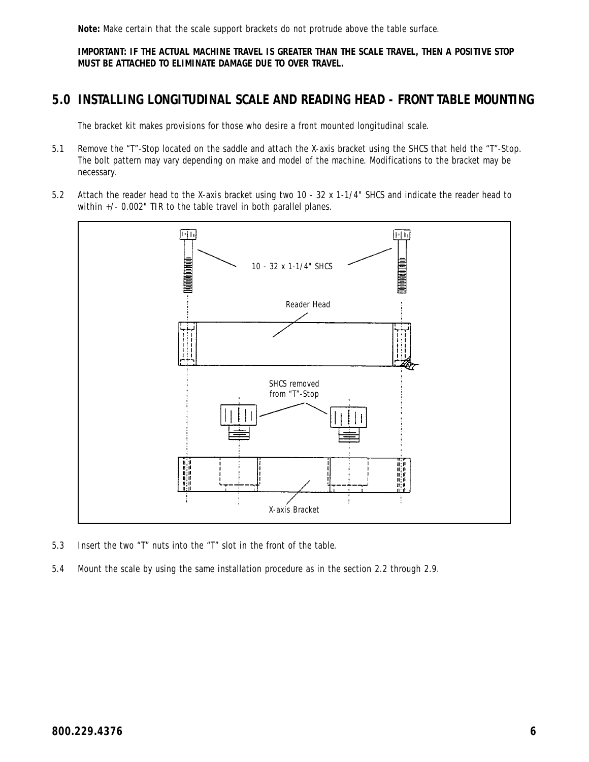**Note:** Make certain that the scale support brackets do not protrude above the table surface.

**IMPORTANT: IF THE ACTUAL MACHINE TRAVEL IS GREATER THAN THE SCALE TRAVEL, THEN A POSITIVE STOP MUST BE ATTACHED TO ELIMINATE DAMAGE DUE TO OVER TRAVEL.**

## 5.0 INSTALLING LONGITUDINAL SCALE AND READING HEAD - FRONT TABLE MOUNTING

The bracket kit makes provisions for those who desire a front mounted longitudinal scale.

5.1 Remove the "T"-Stop located on the saddle and attach the X-axis bracket using the SHCS that held the "T"-Stop. The bolt pattern may vary depending on make and model of the machine. Modifications to the bracket may be necessary.

5.2 Attach the reader head to the X-axis bracket using two 10 - 32 x 1-1/4" SHCS and indicate the reader head to within +/- 0.002" TIR to the table travel in both parallel planes.

10 - 32 x 1-1/4" SHCS

Reader Head

SHCS removed from "T"-Stop

X-axis Bracket

5.3 Insert the two "T" nuts into the "T" slot in the front of the table.

5.4 Mount the scale by using the same installation procedure as in the section 2.2 through 2.9.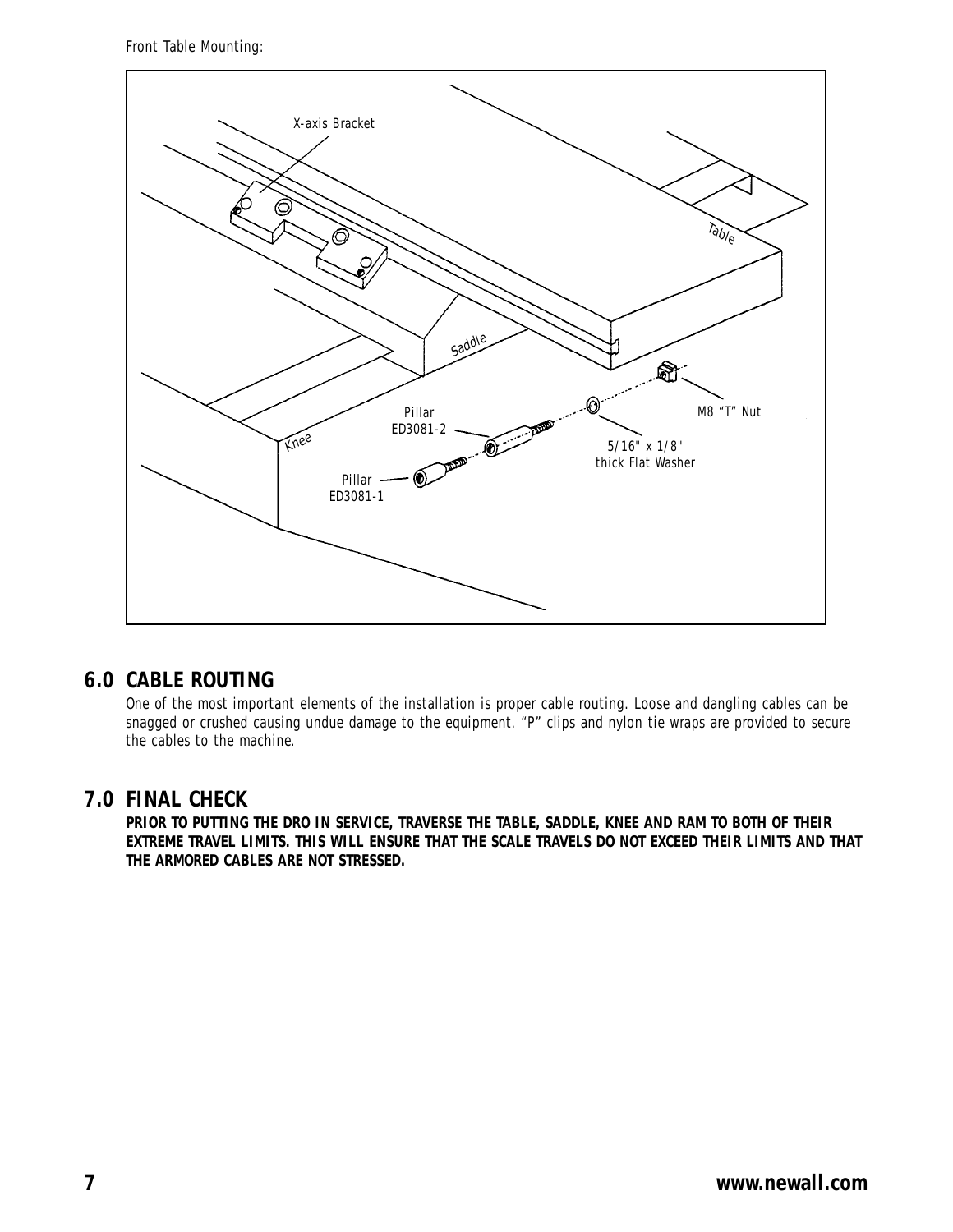Front Table Mounting:

## 6.0 CABLE ROUTING

One of the most important elements of the installation is proper cable routing. Loose and dangling cables can be snagged or crushed causing undue damage to the equipment. "P" clips and nylon tie wraps are provided to secure the cables to the machine.

## 7.0 FINAL CHECK

**PRIOR TO PUTTING THE DRO IN SERVICE, TRAVERSE THE TABLE, SADDLE, KNEE AND RAM TO BOTH OF THEIR EXTREME TRAVEL LIMITS. THIS WILL ENSURE THAT THE SCALE TRAVELS DO NOT EXCEED THEIR LIMITS AND THAT THE ARMORED CABLES ARE NOT STRESSED.**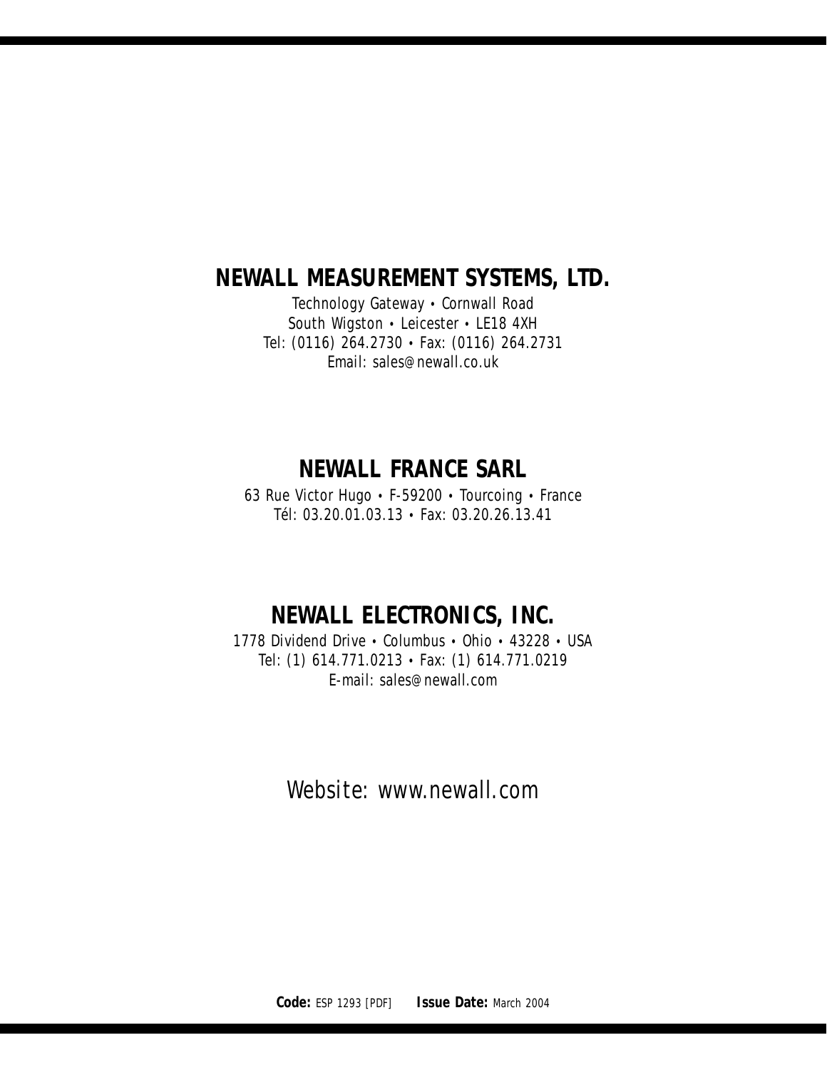## NEWALL MEASUREMENT SYSTEMS, LTD.

Technology Gateway • Cornwall Road
South Wigston • Leicester • LE18 4XH
Tel: (0116) 264.2730 • Fax: (0116) 264.2731
Email: sales@newall.co.uk

## NEWALL FRANCE SARL

63 Rue Victor Hugo • F-59200 • Tourcoing • France
Tél: 03.20.01.03.13 • Fax: 03.20.26.13.41

## NEWALL ELECTRONICS, INC.

1778 Dividend Drive • Columbus • Ohio • 43228 • USA
Tel: (1) 614.771.0213 • Fax: (1) 614.771.0219
E-mail: sales@newall.com

Website: www.newall.com

**Code:** ESP 1293 [PDF] **Issue Date:** March 2004